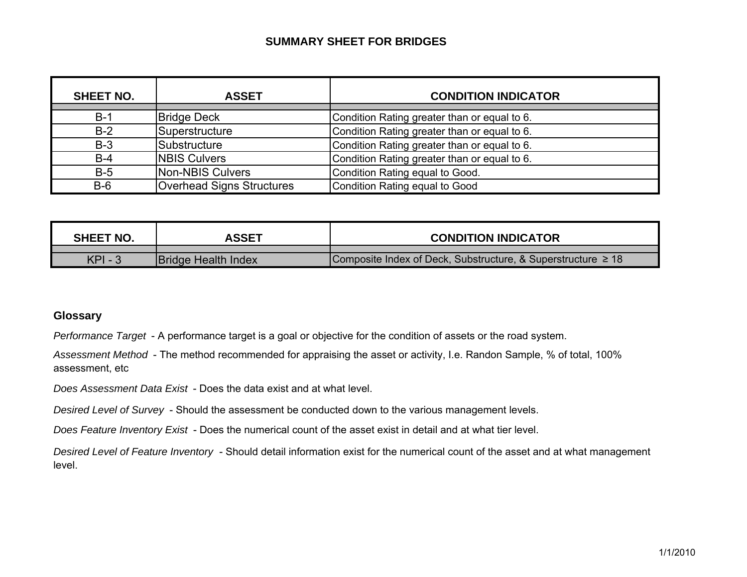# SUMMARY SHEET FOR BRIDGES

| SHEET NO. | ASSET | CONDITION INDICATOR |
|---|---|---|
| B-1 | Bridge Deck | Condition Rating greater than or equal to 6. |
| B-2 | Superstructure | Condition Rating greater than or equal to 6. |
| B-3 | Substructure | Condition Rating greater than or equal to 6. |
| B-4 | NBIS Culvers | Condition Rating greater than or equal to 6. |
| B-5 | Non-NBIS Culvers | Condition Rating equal to Good. |
| B-6 | Overhead Signs Structures | Condition Rating equal to Good |

| SHEET NO. | ASSET | CONDITION INDICATOR |
|---|---|---|
| KPI - 3 | Bridge Health Index | Composite Index of Deck, Substructure, & Superstructure ≥ 18 |

## Glossary

*Performance Target* - A performance target is a goal or objective for the condition of assets or the road system.

*Assessment Method* - The method recommended for appraising the asset or activity, I.e. Randon Sample, % of total, 100% assessment, etc

*Does Assessment Data Exist* - Does the data exist and at what level.

*Desired Level of Survey* - Should the assessment be conducted down to the various management levels.

*Does Feature Inventory Exist* - Does the numerical count of the asset exist in detail and at what tier level.

*Desired Level of Feature Inventory* - Should detail information exist for the numerical count of the asset and at what management level.

1/1/2010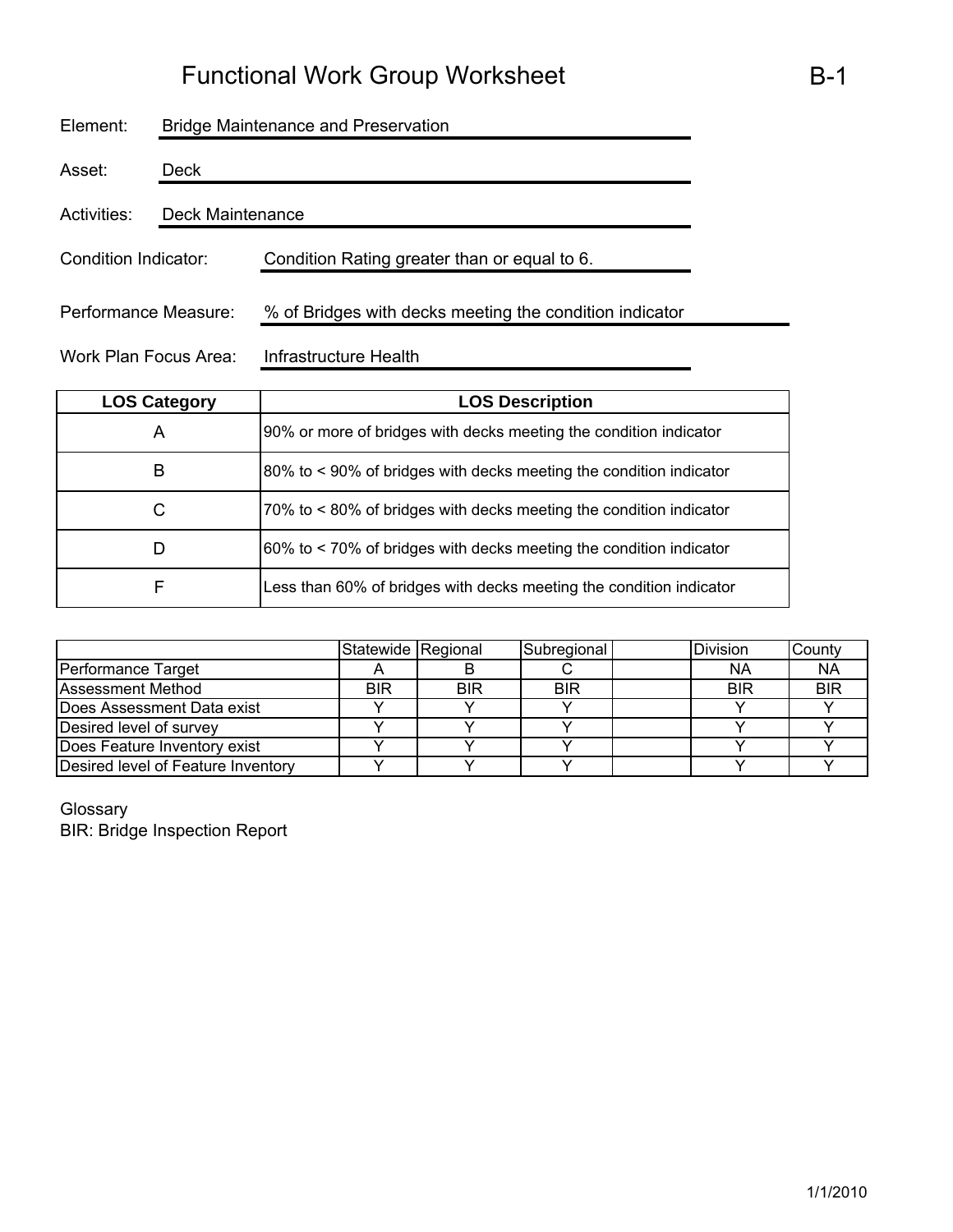# Functional Work Group Worksheet

B-1

Element: Bridge Maintenance and Preservation

Asset: Deck

Activities: Deck Maintenance

Condition Indicator: Condition Rating greater than or equal to 6.

Performance Measure: % of Bridges with decks meeting the condition indicator

Work Plan Focus Area: Infrastructure Health

| LOS Category | LOS Description |
|---|---|
| A | 90% or more of bridges with decks meeting the condition indicator |
| B | 80% to < 90% of bridges with decks meeting the condition indicator |
| C | 70% to < 80% of bridges with decks meeting the condition indicator |
| D | 60% to < 70% of bridges with decks meeting the condition indicator |
| F | Less than 60% of bridges with decks meeting the condition indicator |

| | Statewide | Regional | Subregional | | Division | County |
|---|---|---|---|---|---|---|
| Performance Target | A | B | C | | NA | NA |
| Assessment Method | BIR | BIR | BIR | | BIR | BIR |
| Does Assessment Data exist | Y | Y | Y | | Y | Y |
| Desired level of survey | Y | Y | Y | | Y | Y |
| Does Feature Inventory exist | Y | Y | Y | | Y | Y |
| Desired level of Feature Inventory | Y | Y | Y | | Y | Y |

Glossary

BIR: Bridge Inspection Report

1/1/2010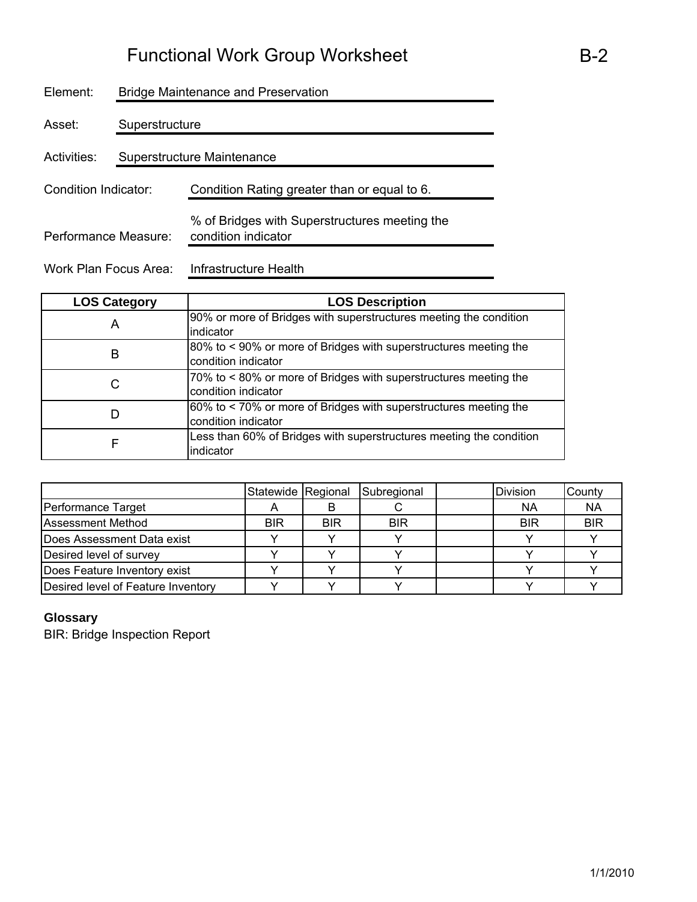# Functional Work Group Worksheet

B-2

Element: Bridge Maintenance and Preservation

Asset: Superstructure

Activities: Superstructure Maintenance

Condition Indicator: Condition Rating greater than or equal to 6.

Performance Measure: % of Bridges with Superstructures meeting the condition indicator

Work Plan Focus Area: Infrastructure Health

| LOS Category | LOS Description |
|---|---|
| A | 90% or more of Bridges with superstructures meeting the condition indicator |
| B | 80% to < 90% or more of Bridges with superstructures meeting the condition indicator |
| C | 70% to < 80% or more of Bridges with superstructures meeting the condition indicator |
| D | 60% to < 70% or more of Bridges with superstructures meeting the condition indicator |
| F | Less than 60% of Bridges with superstructures meeting the condition indicator |

| | Statewide | Regional | Subregional | | Division | County |
|---|---|---|---|---|---|---|
| Performance Target | A | B | C | | NA | NA |
| Assessment Method | BIR | BIR | BIR | | BIR | BIR |
| Does Assessment Data exist | Y | Y | Y | | Y | Y |
| Desired level of survey | Y | Y | Y | | Y | Y |
| Does Feature Inventory exist | Y | Y | Y | | Y | Y |
| Desired level of Feature Inventory | Y | Y | Y | | Y | Y |

**Glossary**

BIR: Bridge Inspection Report

1/1/2010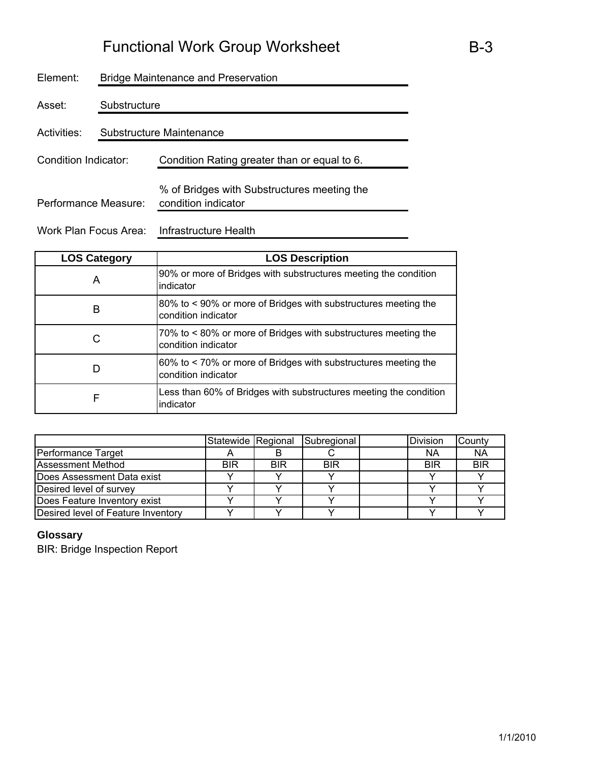# Functional Work Group Worksheet B-3

Element: Bridge Maintenance and Preservation

Asset: Substructure

Activities: Substructure Maintenance

Condition Indicator: Condition Rating greater than or equal to 6.

Performance Measure: % of Bridges with Substructures meeting the condition indicator

Work Plan Focus Area: Infrastructure Health

| LOS Category | LOS Description |
|---|---|
| A | 90% or more of Bridges with substructures meeting the condition indicator |
| B | 80% to < 90% or more of Bridges with substructures meeting the condition indicator |
| C | 70% to < 80% or more of Bridges with substructures meeting the condition indicator |
| D | 60% to < 70% or more of Bridges with substructures meeting the condition indicator |
| F | Less than 60% of Bridges with substructures meeting the condition indicator |

| | Statewide | Regional | Subregional | | Division | County |
|---|---|---|---|---|---|---|
| Performance Target | A | B | C | | NA | NA |
| Assessment Method | BIR | BIR | BIR | | BIR | BIR |
| Does Assessment Data exist | Y | Y | Y | | Y | Y |
| Desired level of survey | Y | Y | Y | | Y | Y |
| Does Feature Inventory exist | Y | Y | Y | | Y | Y |
| Desired level of Feature Inventory | Y | Y | Y | | Y | Y |

**Glossary**

BIR: Bridge Inspection Report

1/1/2010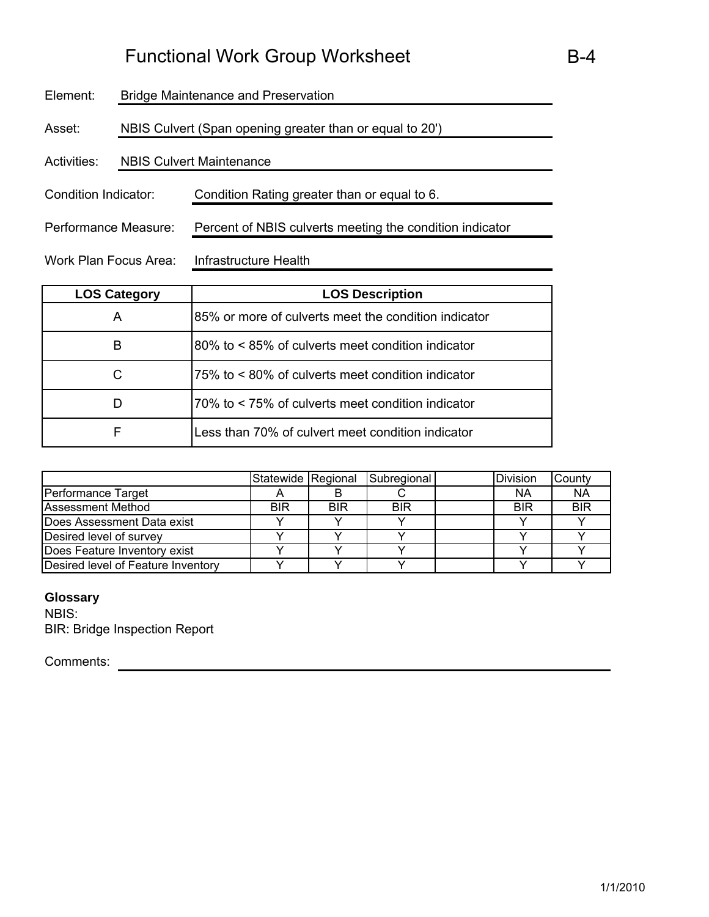# Functional Work Group Worksheet B-4

Element: Bridge Maintenance and Preservation

Asset: NBIS Culvert (Span opening greater than or equal to 20')

Activities: NBIS Culvert Maintenance

Condition Indicator: Condition Rating greater than or equal to 6.

Performance Measure: Percent of NBIS culverts meeting the condition indicator

Work Plan Focus Area: Infrastructure Health

| LOS Category | LOS Description |
|---|---|
| A | 85% or more of culverts meet the condition indicator |
| B | 80% to < 85% of culverts meet condition indicator |
| C | 75% to < 80% of culverts meet condition indicator |
| D | 70% to < 75% of culverts meet condition indicator |
| F | Less than 70% of culvert meet condition indicator |

| | Statewide | Regional | Subregional | | Division | County |
|---|---|---|---|---|---|---|
| Performance Target | A | B | C | | NA | NA |
| Assessment Method | BIR | BIR | BIR | | BIR | BIR |
| Does Assessment Data exist | Y | Y | Y | | Y | Y |
| Desired level of survey | Y | Y | Y | | Y | Y |
| Does Feature Inventory exist | Y | Y | Y | | Y | Y |
| Desired level of Feature Inventory | Y | Y | Y | | Y | Y |

**Glossary**

NBIS:

BIR: Bridge Inspection Report

Comments: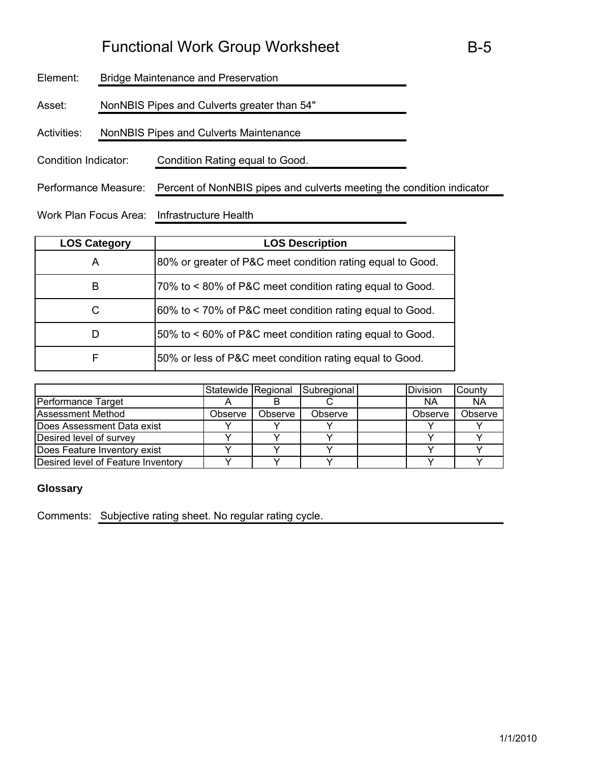# Functional Work Group Worksheet B-5

Element: Bridge Maintenance and Preservation

Asset: NonNBIS Pipes and Culverts greater than 54"

Activities: NonNBIS Pipes and Culverts Maintenance

Condition Indicator: Condition Rating equal to Good.

Performance Measure: Percent of NonNBIS pipes and culverts meeting the condition indicator

Work Plan Focus Area: Infrastructure Health

| LOS Category | LOS Description |
|---|---|
| A | 80% or greater of P&C meet condition rating equal to Good. |
| B | 70% to < 80% of P&C meet condition rating equal to Good. |
| C | 60% to < 70% of P&C meet condition rating equal to Good. |
| D | 50% to < 60% of P&C meet condition rating equal to Good. |
| F | 50% or less of P&C meet condition rating equal to Good. |

| | Statewide | Regional | Subregional | | Division | County |
|---|---|---|---|---|---|---|
| Performance Target | A | B | C | | NA | NA |
| Assessment Method | Observe | Observe | Observe | | Observe | Observe |
| Does Assessment Data exist | Y | Y | Y | | Y | Y |
| Desired level of survey | Y | Y | Y | | Y | Y |
| Does Feature Inventory exist | Y | Y | Y | | Y | Y |
| Desired level of Feature Inventory | Y | Y | Y | | Y | Y |

**Glossary**

Comments: Subjective rating sheet. No regular rating cycle.

1/1/2010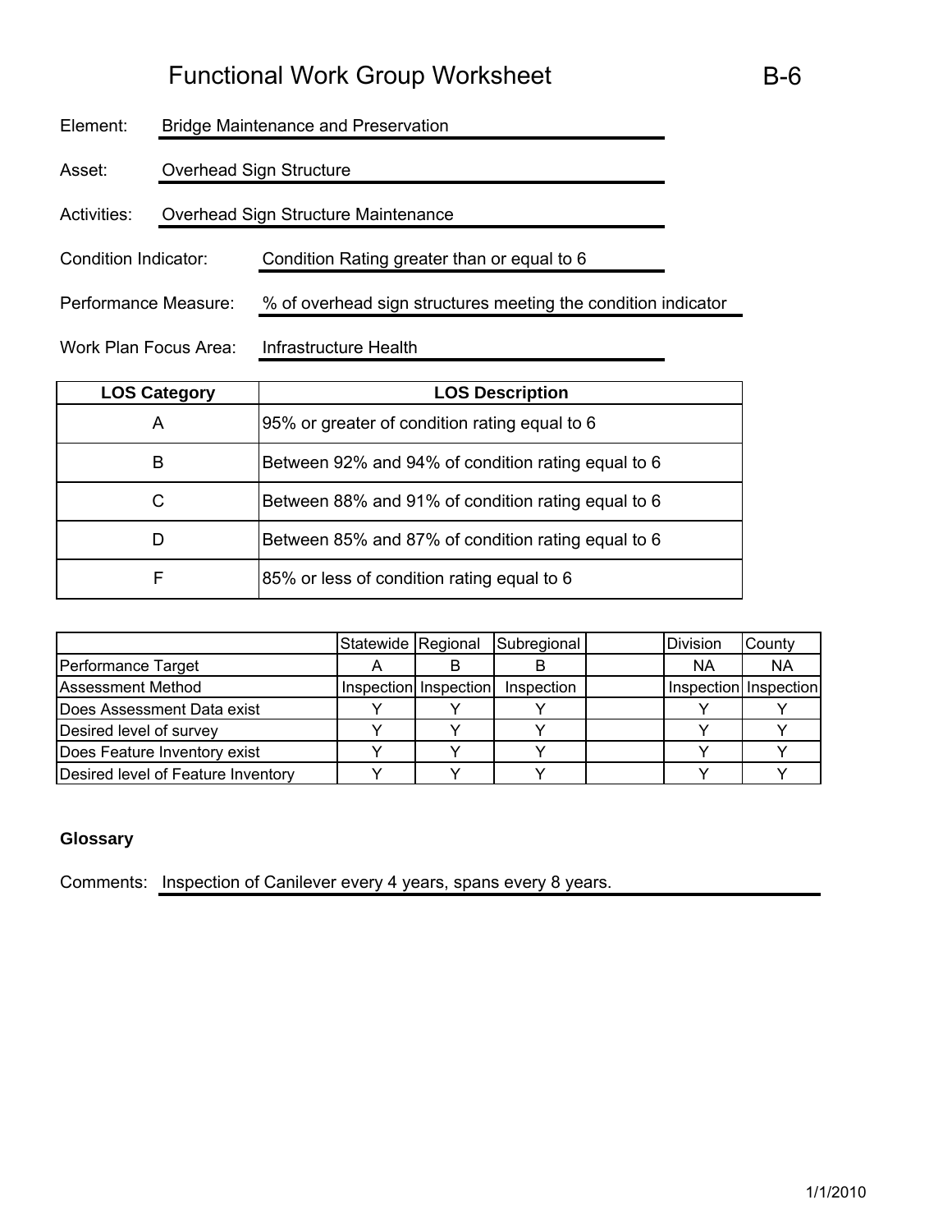# Functional Work Group Worksheet

B-6

Element: Bridge Maintenance and Preservation

Asset: Overhead Sign Structure

Activities: Overhead Sign Structure Maintenance

Condition Indicator: Condition Rating greater than or equal to 6

Performance Measure: % of overhead sign structures meeting the condition indicator

Work Plan Focus Area: Infrastructure Health

| LOS Category | LOS Description |
|---|---|
| A | 95% or greater of condition rating equal to 6 |
| B | Between 92% and 94% of condition rating equal to 6 |
| C | Between 88% and 91% of condition rating equal to 6 |
| D | Between 85% and 87% of condition rating equal to 6 |
| F | 85% or less of condition rating equal to 6 |

| | Statewide | Regional | Subregional | | Division | County |
|---|---|---|---|---|---|---|
| Performance Target | A | B | B | | NA | NA |
| Assessment Method | Inspection | Inspection | Inspection | | Inspection | Inspection |
| Does Assessment Data exist | Y | Y | Y | | Y | Y |
| Desired level of survey | Y | Y | Y | | Y | Y |
| Does Feature Inventory exist | Y | Y | Y | | Y | Y |
| Desired level of Feature Inventory | Y | Y | Y | | Y | Y |

**Glossary**

Comments: Inspection of Canilever every 4 years, spans every 8 years.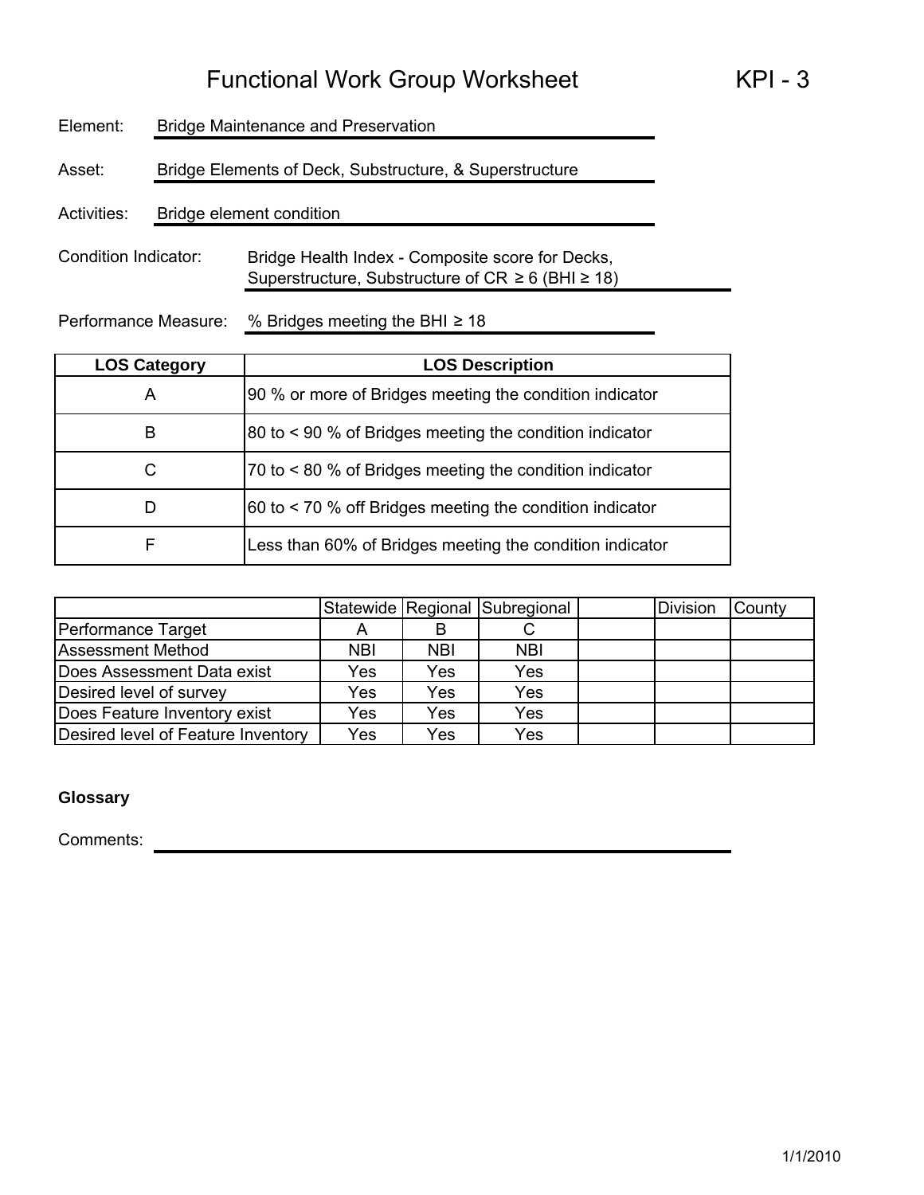# Functional Work Group Worksheet KPI - 3

Element: Bridge Maintenance and Preservation

Asset: Bridge Elements of Deck, Substructure, & Superstructure

Activities: Bridge element condition

Condition Indicator: Bridge Health Index - Composite score for Decks, Superstructure, Substructure of CR ≥ 6 (BHI ≥ 18)

Performance Measure: % Bridges meeting the BHI ≥ 18

| LOS Category | LOS Description |
|---|---|
| A | 90 % or more of Bridges meeting the condition indicator |
| B | 80 to < 90 % of Bridges meeting the condition indicator |
| C | 70 to < 80 % of Bridges meeting the condition indicator |
| D | 60 to < 70 % off Bridges meeting the condition indicator |
| F | Less than 60% of Bridges meeting the condition indicator |

| | Statewide | Regional | Subregional | | Division | County |
|---|---|---|---|---|---|---|
| Performance Target | A | B | C | | | |
| Assessment Method | NBI | NBI | NBI | | | |
| Does Assessment Data exist | Yes | Yes | Yes | | | |
| Desired level of survey | Yes | Yes | Yes | | | |
| Does Feature Inventory exist | Yes | Yes | Yes | | | |
| Desired level of Feature Inventory | Yes | Yes | Yes | | | |

**Glossary**

Comments:

1/1/2010